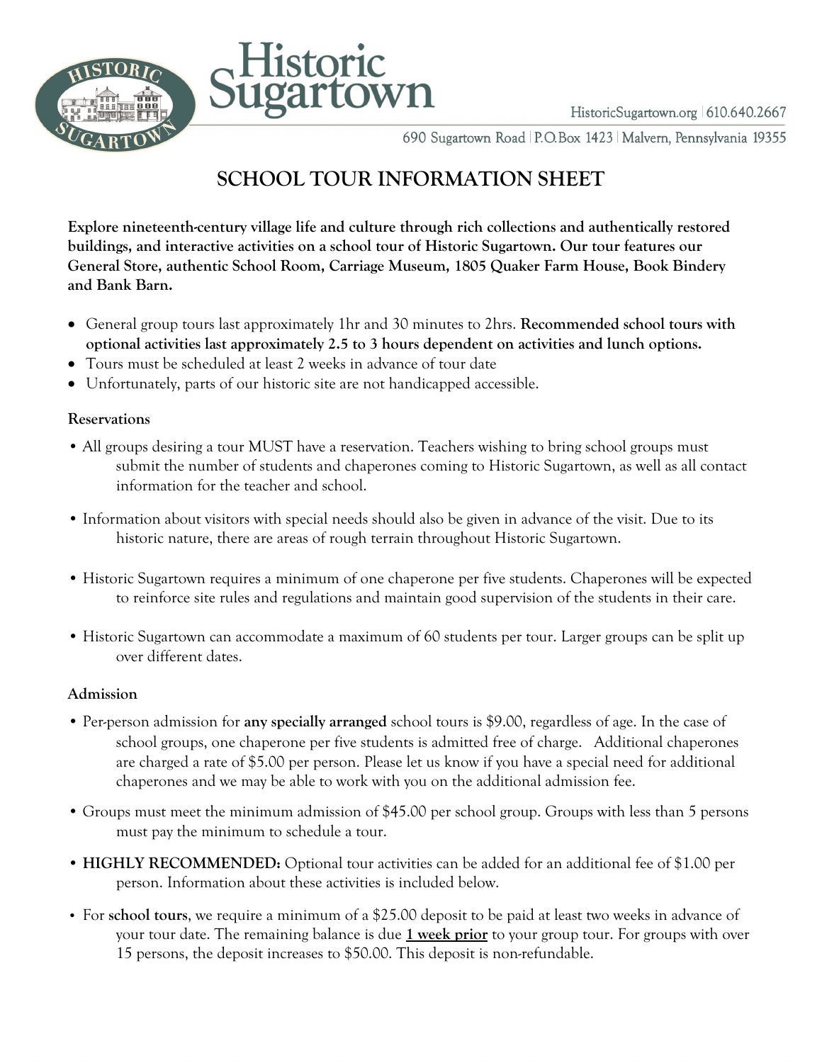# Historic Sugartown

HistoricSugartown.org | 610.640.2667

690 Sugartown Road | P.O.Box 1423 | Malvern, Pennsylvania 19355

## SCHOOL TOUR INFORMATION SHEET

**Explore nineteenth-century village life and culture through rich collections and authentically restored buildings, and interactive activities on a school tour of Historic Sugartown. Our tour features our General Store, authentic School Room, Carriage Museum, 1805 Quaker Farm House, Book Bindery and Bank Barn.**

- General group tours last approximately 1hr and 30 minutes to 2hrs. **Recommended school tours with optional activities last approximately 2.5 to 3 hours dependent on activities and lunch options.**
- Tours must be scheduled at least 2 weeks in advance of tour date
- Unfortunately, parts of our historic site are not handicapped accessible.

### Reservations

- All groups desiring a tour MUST have a reservation. Teachers wishing to bring school groups must submit the number of students and chaperones coming to Historic Sugartown, as well as all contact information for the teacher and school.
- Information about visitors with special needs should also be given in advance of the visit. Due to its historic nature, there are areas of rough terrain throughout Historic Sugartown.
- Historic Sugartown requires a minimum of one chaperone per five students. Chaperones will be expected to reinforce site rules and regulations and maintain good supervision of the students in their care.
- Historic Sugartown can accommodate a maximum of 60 students per tour. Larger groups can be split up over different dates.

### Admission

- Per-person admission for **any specially arranged** school tours is $9.00, regardless of age. In the case of school groups, one chaperone per five students is admitted free of charge. Additional chaperones are charged a rate of $5.00 per person. Please let us know if you have a special need for additional chaperones and we may be able to work with you on the additional admission fee.
- Groups must meet the minimum admission of $45.00 per school group. Groups with less than 5 persons must pay the minimum to schedule a tour.
- **HIGHLY RECOMMENDED:** Optional tour activities can be added for an additional fee of $1.00 per person. Information about these activities is included below.
- For **school tours**, we require a minimum of a $25.00 deposit to be paid at least two weeks in advance of your tour date. The remaining balance is due **1 week prior** to your group tour. For groups with over 15 persons, the deposit increases to $50.00. This deposit is non-refundable.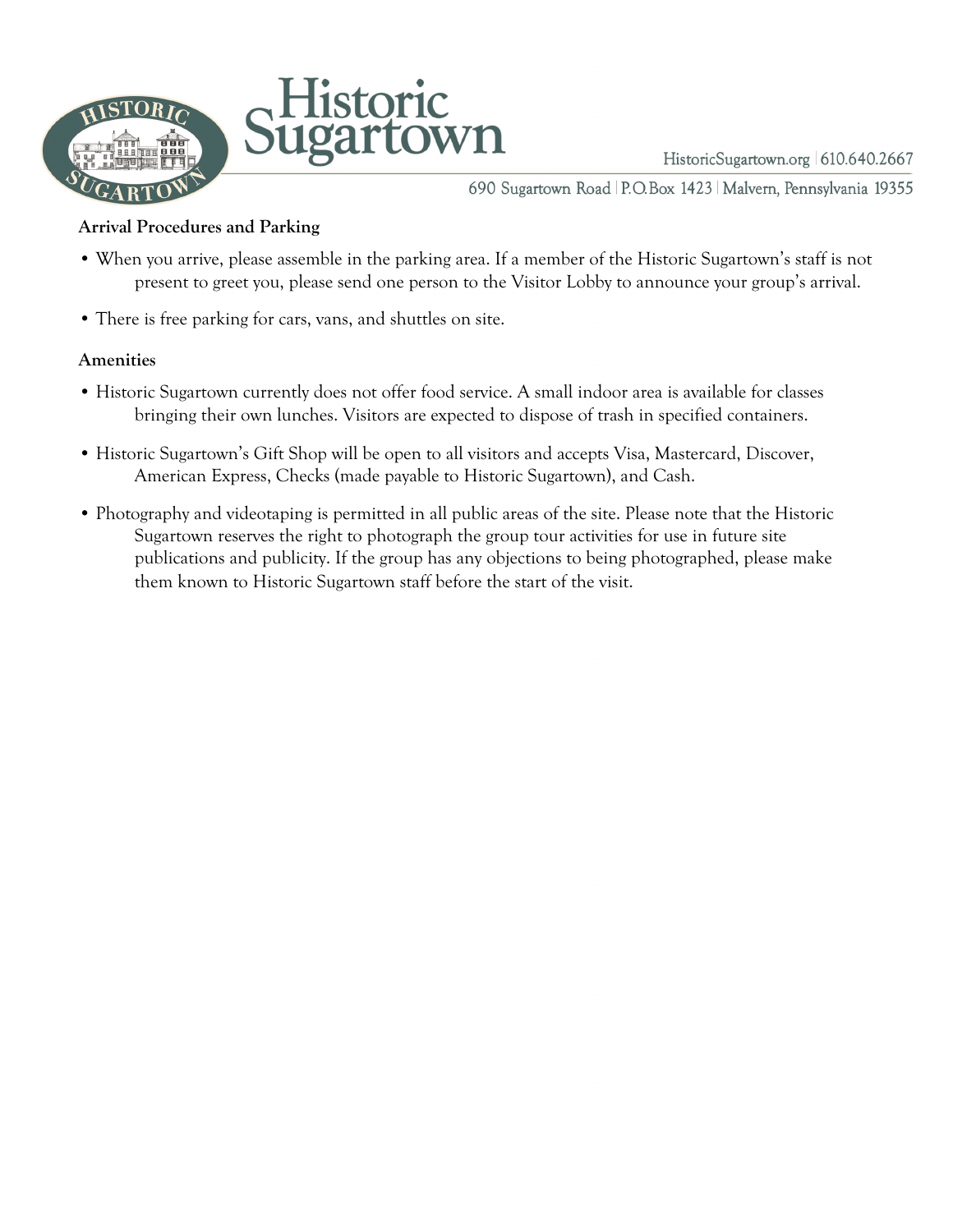## Arrival Procedures and Parking

- When you arrive, please assemble in the parking area. If a member of the Historic Sugartown's staff is not present to greet you, please send one person to the Visitor Lobby to announce your group's arrival.
- There is free parking for cars, vans, and shuttles on site.

## Amenities

- Historic Sugartown currently does not offer food service. A small indoor area is available for classes bringing their own lunches. Visitors are expected to dispose of trash in specified containers.
- Historic Sugartown's Gift Shop will be open to all visitors and accepts Visa, Mastercard, Discover, American Express, Checks (made payable to Historic Sugartown), and Cash.
- Photography and videotaping is permitted in all public areas of the site. Please note that the Historic Sugartown reserves the right to photograph the group tour activities for use in future site publications and publicity. If the group has any objections to being photographed, please make them known to Historic Sugartown staff before the start of the visit.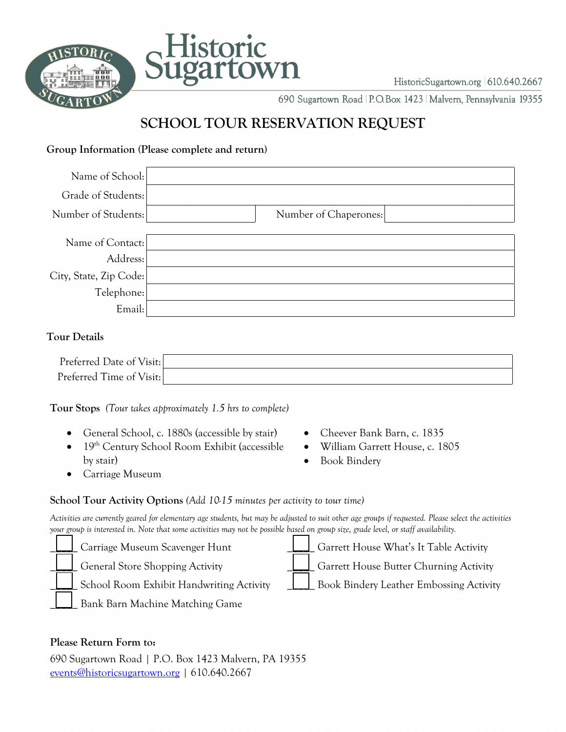Historic Sugartown

HistoricSugartown.org | 610.640.2667

690 Sugartown Road | P.O.Box 1423 | Malvern, Pennsylvania 19355

# SCHOOL TOUR RESERVATION REQUEST

**Group Information (Please complete and return)**

| | | | |
|---|---|---|---|
| Name of School: | | | |
| Grade of Students: | | | |
| Number of Students: | | Number of Chaperones: | |

| | |
|---|---|
| Name of Contact: | |
| Address: | |
| City, State, Zip Code: | |
| Telephone: | |
| Email: | |

**Tour Details**

| | |
|---|---|
| Preferred Date of Visit: | |
| Preferred Time of Visit: | |

**Tour Stops** *(Tour takes approximately 1.5 hrs to complete)*

- General School, c. 1880s (accessible by stair)
- 19th Century School Room Exhibit (accessible by stair)
- Carriage Museum
- Cheever Bank Barn, c. 1835
- William Garrett House, c. 1805
- Book Bindery

**School Tour Activity Options** *(Add 10-15 minutes per activity to tour time)*

*Activities are currently geared for elementary age students, but may be adjusted to suit other age groups if requested. Please select the activities your group is interested in. Note that some activities may not be possible based on group size, grade level, or staff availability.*

- ☐ Carriage Museum Scavenger Hunt
- ☐ General Store Shopping Activity
- ☐ School Room Exhibit Handwriting Activity
- ☐ Bank Barn Machine Matching Game
- ☐ Garrett House What's It Table Activity
- ☐ Garrett House Butter Churning Activity
- ☐ Book Bindery Leather Embossing Activity

**Please Return Form to:**

690 Sugartown Road | P.O. Box 1423 Malvern, PA 19355
events@historicsugartown.org | 610.640.2667